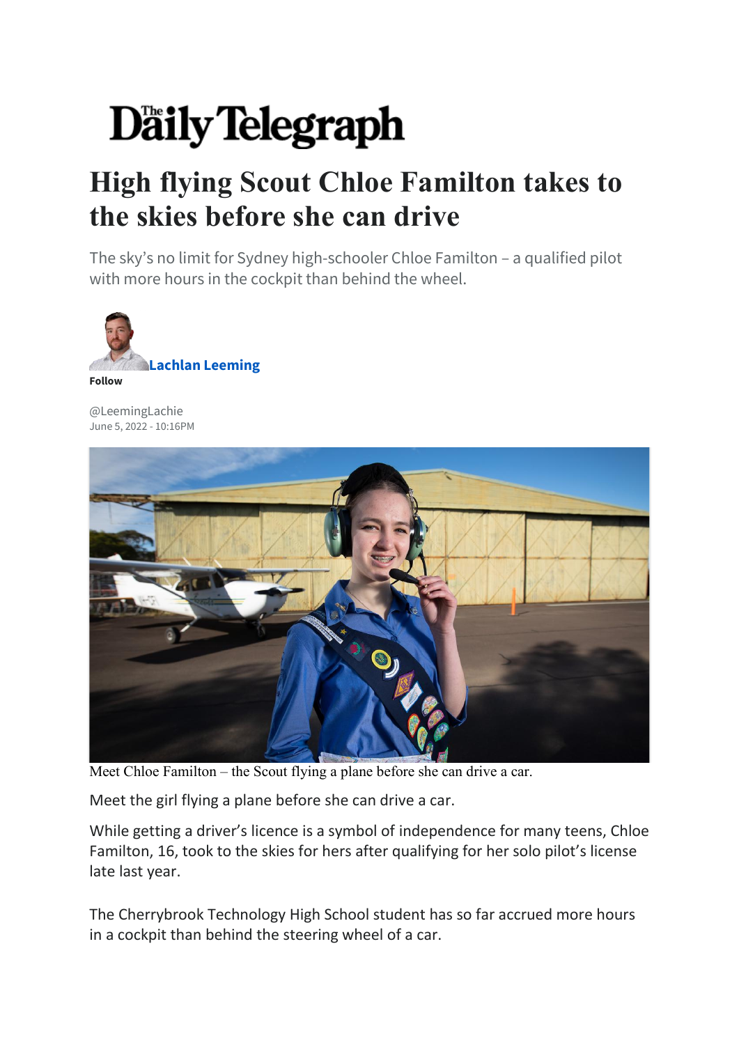# High flying Scout Chloe Familton takes to the skies before she can drive

The sky's no limit for Sydney high-schooler Chloe Familton – a qualified pilot with more hours in the cockpit than behind the wheel.

**Lachlan Leeming**

**Follow**

@LeemingLachie
June 5, 2022 - 10:16PM

Meet Chloe Familton – the Scout flying a plane before she can drive a car.

Meet the girl flying a plane before she can drive a car.

While getting a driver's licence is a symbol of independence for many teens, Chloe Familton, 16, took to the skies for hers after qualifying for her solo pilot's license late last year.

The Cherrybrook Technology High School student has so far accrued more hours in a cockpit than behind the steering wheel of a car.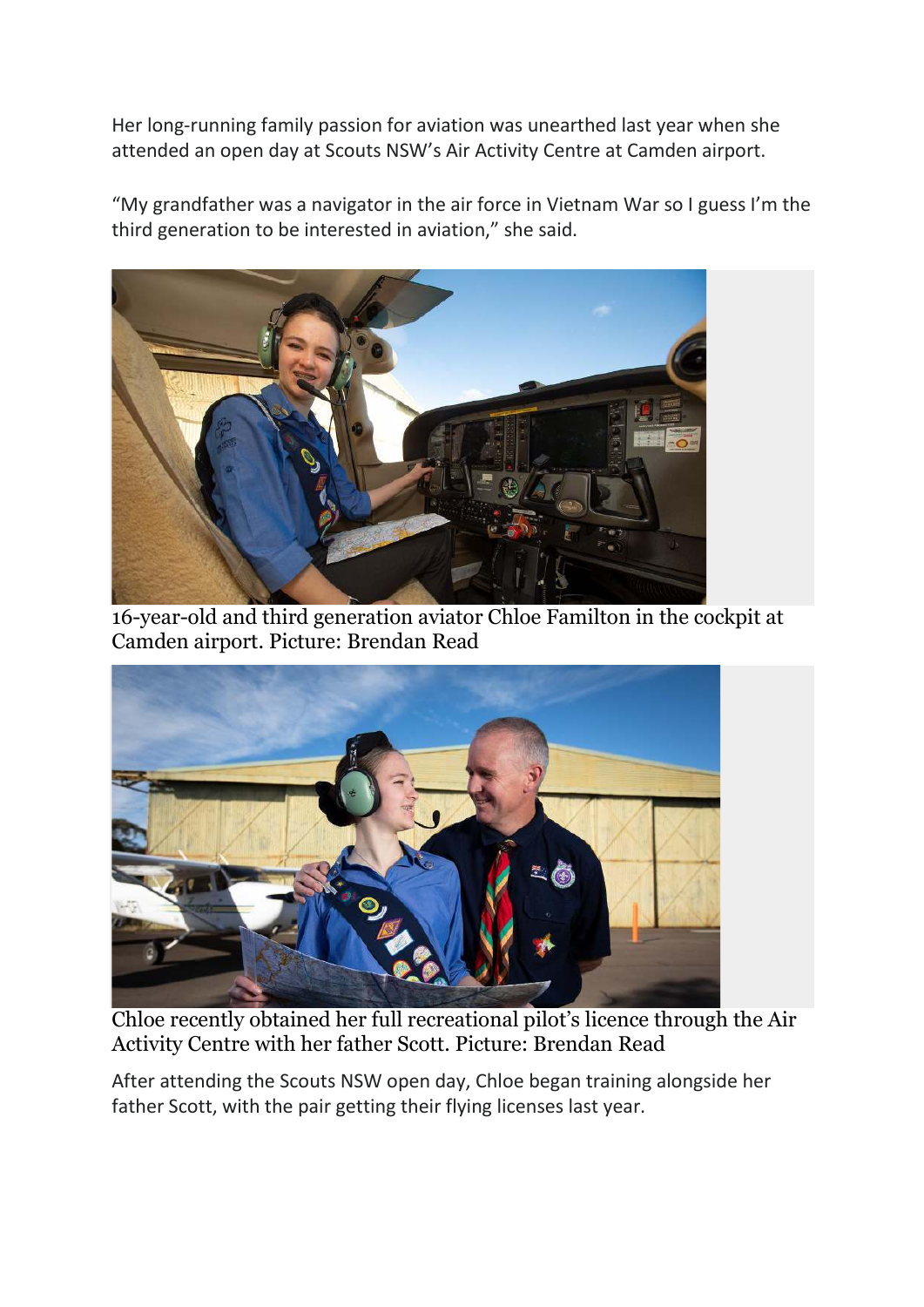Her long-running family passion for aviation was unearthed last year when she attended an open day at Scouts NSW's Air Activity Centre at Camden airport.

"My grandfather was a navigator in the air force in Vietnam War so I guess I'm the third generation to be interested in aviation," she said.

16-year-old and third generation aviator Chloe Familton in the cockpit at Camden airport. Picture: Brendan Read

Chloe recently obtained her full recreational pilot's licence through the Air Activity Centre with her father Scott. Picture: Brendan Read

After attending the Scouts NSW open day, Chloe began training alongside her father Scott, with the pair getting their flying licenses last year.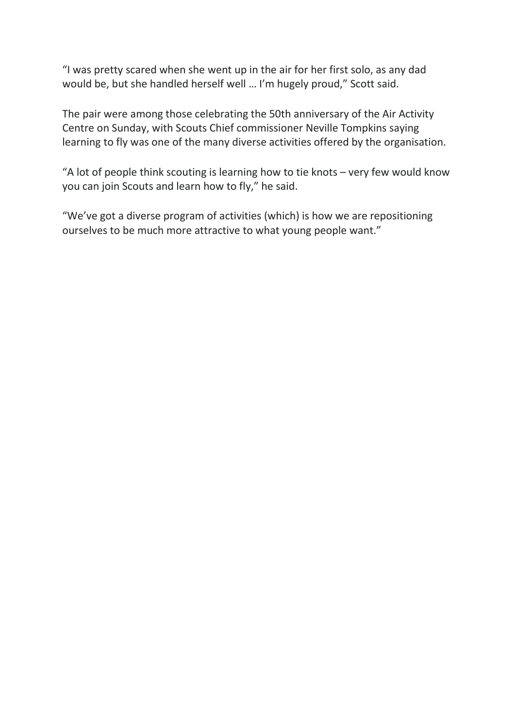"I was pretty scared when she went up in the air for her first solo, as any dad would be, but she handled herself well … I'm hugely proud," Scott said.

The pair were among those celebrating the 50th anniversary of the Air Activity Centre on Sunday, with Scouts Chief commissioner Neville Tompkins saying learning to fly was one of the many diverse activities offered by the organisation.

"A lot of people think scouting is learning how to tie knots – very few would know you can join Scouts and learn how to fly," he said.

"We've got a diverse program of activities (which) is how we are repositioning ourselves to be much more attractive to what young people want."